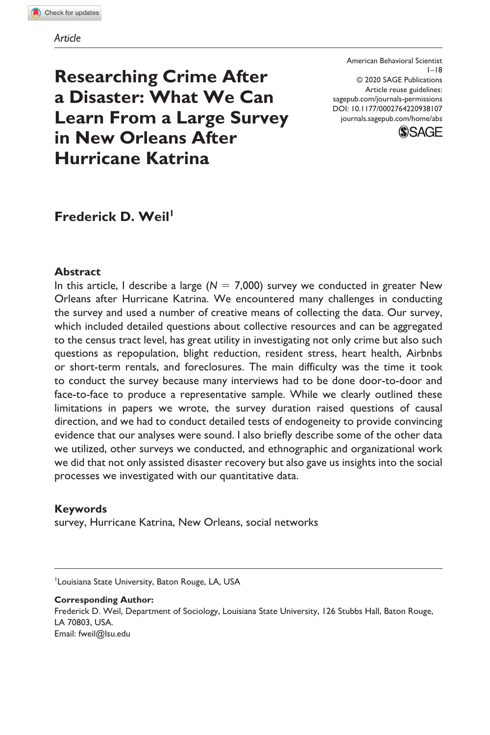*Article*

# Researching Crime After a Disaster: What We Can Learn From a Large Survey in New Orleans After Hurricane Katrina

American Behavioral Scientist
© 2020 SAGE Publications
Article reuse guidelines:
sagepub.com/journals-permissions
DOI: 10.1177/0002764220938107
journals.sagepub.com/home/abs

**Frederick D. Weil**[1]

## Abstract

In this article, I describe a large ($N = 7,000$) survey we conducted in greater New Orleans after Hurricane Katrina. We encountered many challenges in conducting the survey and used a number of creative means of collecting the data. Our survey, which included detailed questions about collective resources and can be aggregated to the census tract level, has great utility in investigating not only crime but also such questions as repopulation, blight reduction, resident stress, heart health, Airbnbs or short-term rentals, and foreclosures. The main difficulty was the time it took to conduct the survey because many interviews had to be done door-to-door and face-to-face to produce a representative sample. While we clearly outlined these limitations in papers we wrote, the survey duration raised questions of causal direction, and we had to conduct detailed tests of endogeneity to provide convincing evidence that our analyses were sound. I also briefly describe some of the other data we utilized, other surveys we conducted, and ethnographic and organizational work we did that not only assisted disaster recovery but also gave us insights into the social processes we investigated with our quantitative data.

## Keywords

survey, Hurricane Katrina, New Orleans, social networks

---

[1]Louisiana State University, Baton Rouge, LA, USA

**Corresponding Author:**
Frederick D. Weil, Department of Sociology, Louisiana State University, 126 Stubbs Hall, Baton Rouge, LA 70803, USA.
Email: fweil@lsu.edu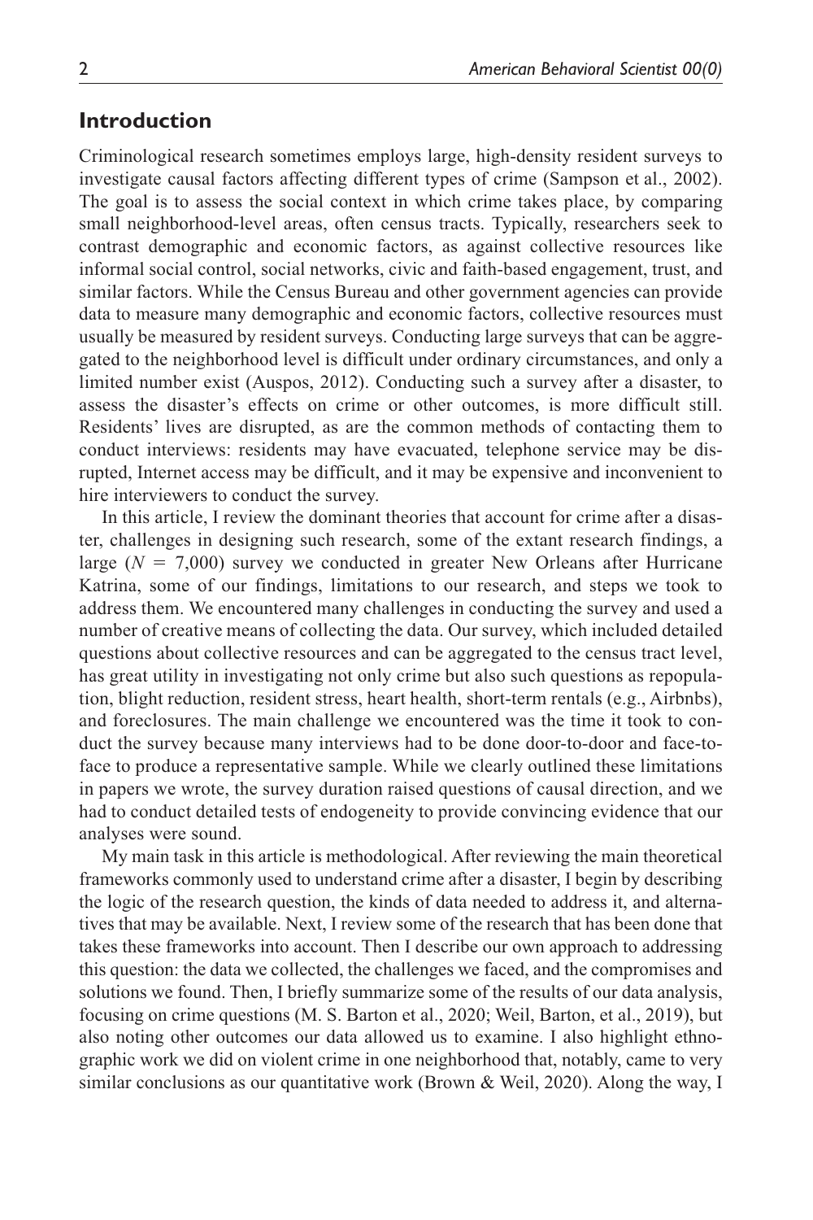## Introduction

Criminological research sometimes employs large, high-density resident surveys to investigate causal factors affecting different types of crime (Sampson et al., 2002). The goal is to assess the social context in which crime takes place, by comparing small neighborhood-level areas, often census tracts. Typically, researchers seek to contrast demographic and economic factors, as against collective resources like informal social control, social networks, civic and faith-based engagement, trust, and similar factors. While the Census Bureau and other government agencies can provide data to measure many demographic and economic factors, collective resources must usually be measured by resident surveys. Conducting large surveys that can be aggregated to the neighborhood level is difficult under ordinary circumstances, and only a limited number exist (Auspos, 2012). Conducting such a survey after a disaster, to assess the disaster's effects on crime or other outcomes, is more difficult still. Residents' lives are disrupted, as are the common methods of contacting them to conduct interviews: residents may have evacuated, telephone service may be disrupted, Internet access may be difficult, and it may be expensive and inconvenient to hire interviewers to conduct the survey.

In this article, I review the dominant theories that account for crime after a disaster, challenges in designing such research, some of the extant research findings, a large ($N$ = 7,000) survey we conducted in greater New Orleans after Hurricane Katrina, some of our findings, limitations to our research, and steps we took to address them. We encountered many challenges in conducting the survey and used a number of creative means of collecting the data. Our survey, which included detailed questions about collective resources and can be aggregated to the census tract level, has great utility in investigating not only crime but also such questions as repopulation, blight reduction, resident stress, heart health, short-term rentals (e.g., Airbnbs), and foreclosures. The main challenge we encountered was the time it took to conduct the survey because many interviews had to be done door-to-door and face-to-face to produce a representative sample. While we clearly outlined these limitations in papers we wrote, the survey duration raised questions of causal direction, and we had to conduct detailed tests of endogeneity to provide convincing evidence that our analyses were sound.

My main task in this article is methodological. After reviewing the main theoretical frameworks commonly used to understand crime after a disaster, I begin by describing the logic of the research question, the kinds of data needed to address it, and alternatives that may be available. Next, I review some of the research that has been done that takes these frameworks into account. Then I describe our own approach to addressing this question: the data we collected, the challenges we faced, and the compromises and solutions we found. Then, I briefly summarize some of the results of our data analysis, focusing on crime questions (M. S. Barton et al., 2020; Weil, Barton, et al., 2019), but also noting other outcomes our data allowed us to examine. I also highlight ethnographic work we did on violent crime in one neighborhood that, notably, came to very similar conclusions as our quantitative work (Brown & Weil, 2020). Along the way, I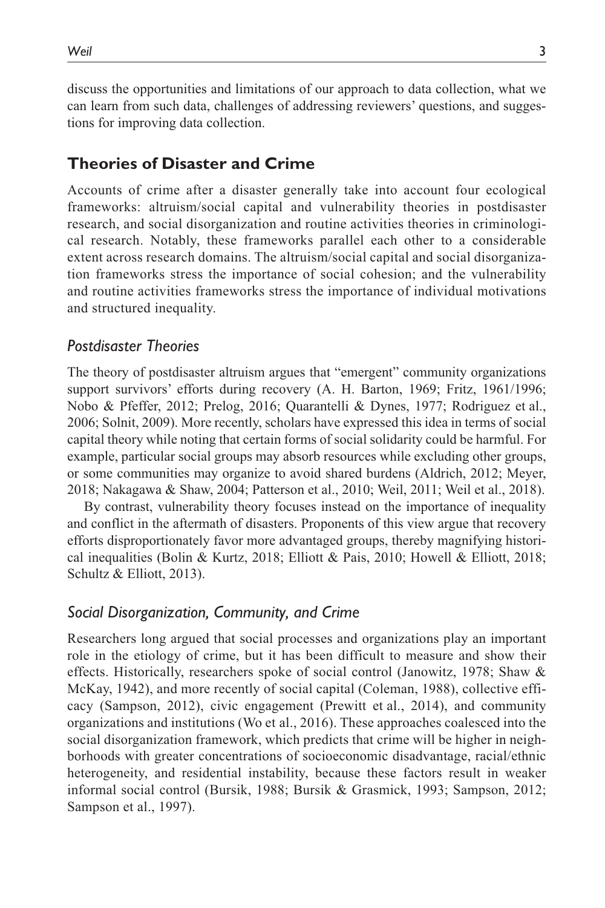discuss the opportunities and limitations of our approach to data collection, what we can learn from such data, challenges of addressing reviewers' questions, and suggestions for improving data collection.

## Theories of Disaster and Crime

Accounts of crime after a disaster generally take into account four ecological frameworks: altruism/social capital and vulnerability theories in postdisaster research, and social disorganization and routine activities theories in criminological research. Notably, these frameworks parallel each other to a considerable extent across research domains. The altruism/social capital and social disorganization frameworks stress the importance of social cohesion; and the vulnerability and routine activities frameworks stress the importance of individual motivations and structured inequality.

### *Postdisaster Theories*

The theory of postdisaster altruism argues that "emergent" community organizations support survivors' efforts during recovery (A. H. Barton, 1969; Fritz, 1961/1996; Nobo & Pfeffer, 2012; Prelog, 2016; Quarantelli & Dynes, 1977; Rodriguez et al., 2006; Solnit, 2009). More recently, scholars have expressed this idea in terms of social capital theory while noting that certain forms of social solidarity could be harmful. For example, particular social groups may absorb resources while excluding other groups, or some communities may organize to avoid shared burdens (Aldrich, 2012; Meyer, 2018; Nakagawa & Shaw, 2004; Patterson et al., 2010; Weil, 2011; Weil et al., 2018).

By contrast, vulnerability theory focuses instead on the importance of inequality and conflict in the aftermath of disasters. Proponents of this view argue that recovery efforts disproportionately favor more advantaged groups, thereby magnifying historical inequalities (Bolin & Kurtz, 2018; Elliott & Pais, 2010; Howell & Elliott, 2018; Schultz & Elliott, 2013).

### *Social Disorganization, Community, and Crime*

Researchers long argued that social processes and organizations play an important role in the etiology of crime, but it has been difficult to measure and show their effects. Historically, researchers spoke of social control (Janowitz, 1978; Shaw & McKay, 1942), and more recently of social capital (Coleman, 1988), collective efficacy (Sampson, 2012), civic engagement (Prewitt et al., 2014), and community organizations and institutions (Wo et al., 2016). These approaches coalesced into the social disorganization framework, which predicts that crime will be higher in neighborhoods with greater concentrations of socioeconomic disadvantage, racial/ethnic heterogeneity, and residential instability, because these factors result in weaker informal social control (Bursik, 1988; Bursik & Grasmick, 1993; Sampson, 2012; Sampson et al., 1997).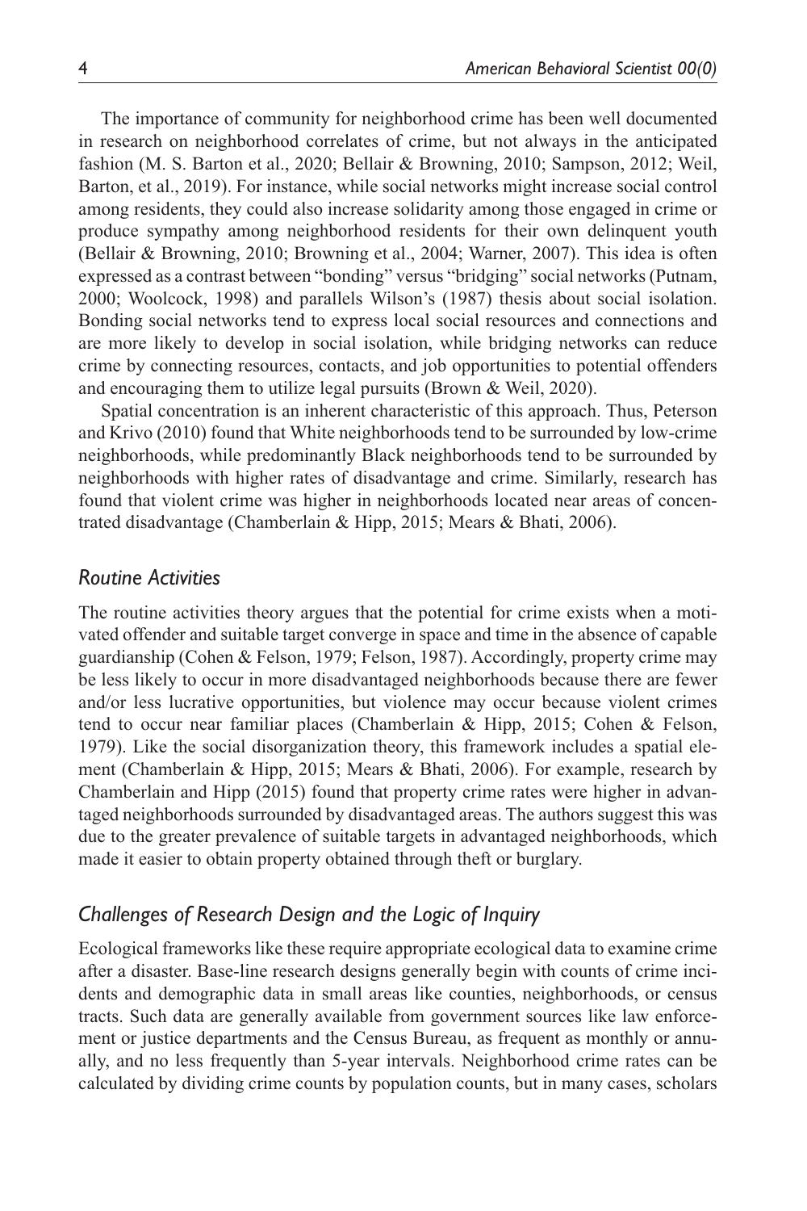The importance of community for neighborhood crime has been well documented in research on neighborhood correlates of crime, but not always in the anticipated fashion (M. S. Barton et al., 2020; Bellair & Browning, 2010; Sampson, 2012; Weil, Barton, et al., 2019). For instance, while social networks might increase social control among residents, they could also increase solidarity among those engaged in crime or produce sympathy among neighborhood residents for their own delinquent youth (Bellair & Browning, 2010; Browning et al., 2004; Warner, 2007). This idea is often expressed as a contrast between "bonding" versus "bridging" social networks (Putnam, 2000; Woolcock, 1998) and parallels Wilson's (1987) thesis about social isolation. Bonding social networks tend to express local social resources and connections and are more likely to develop in social isolation, while bridging networks can reduce crime by connecting resources, contacts, and job opportunities to potential offenders and encouraging them to utilize legal pursuits (Brown & Weil, 2020).

Spatial concentration is an inherent characteristic of this approach. Thus, Peterson and Krivo (2010) found that White neighborhoods tend to be surrounded by low-crime neighborhoods, while predominantly Black neighborhoods tend to be surrounded by neighborhoods with higher rates of disadvantage and crime. Similarly, research has found that violent crime was higher in neighborhoods located near areas of concentrated disadvantage (Chamberlain & Hipp, 2015; Mears & Bhati, 2006).

### *Routine Activities*

The routine activities theory argues that the potential for crime exists when a motivated offender and suitable target converge in space and time in the absence of capable guardianship (Cohen & Felson, 1979; Felson, 1987). Accordingly, property crime may be less likely to occur in more disadvantaged neighborhoods because there are fewer and/or less lucrative opportunities, but violence may occur because violent crimes tend to occur near familiar places (Chamberlain & Hipp, 2015; Cohen & Felson, 1979). Like the social disorganization theory, this framework includes a spatial element (Chamberlain & Hipp, 2015; Mears & Bhati, 2006). For example, research by Chamberlain and Hipp (2015) found that property crime rates were higher in advantaged neighborhoods surrounded by disadvantaged areas. The authors suggest this was due to the greater prevalence of suitable targets in advantaged neighborhoods, which made it easier to obtain property obtained through theft or burglary.

### *Challenges of Research Design and the Logic of Inquiry*

Ecological frameworks like these require appropriate ecological data to examine crime after a disaster. Base-line research designs generally begin with counts of crime incidents and demographic data in small areas like counties, neighborhoods, or census tracts. Such data are generally available from government sources like law enforcement or justice departments and the Census Bureau, as frequent as monthly or annually, and no less frequently than 5-year intervals. Neighborhood crime rates can be calculated by dividing crime counts by population counts, but in many cases, scholars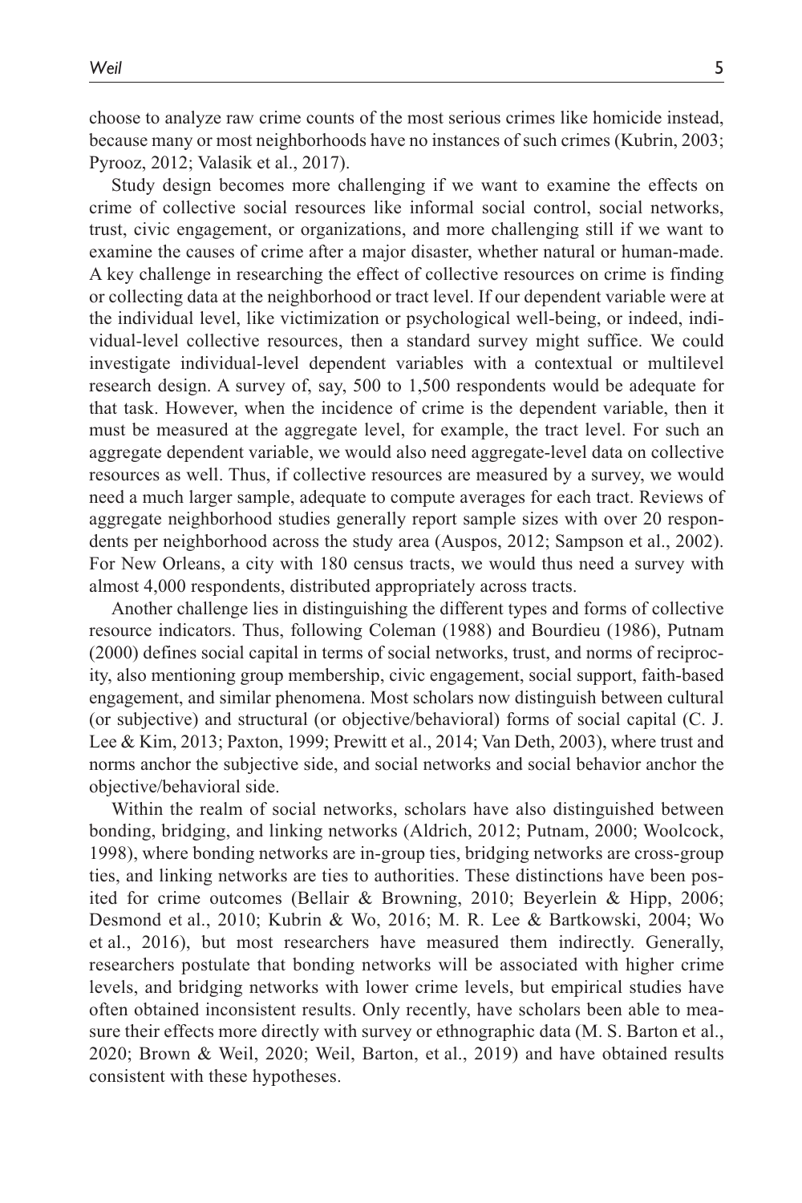choose to analyze raw crime counts of the most serious crimes like homicide instead, because many or most neighborhoods have no instances of such crimes (Kubrin, 2003; Pyrooz, 2012; Valasik et al., 2017).

Study design becomes more challenging if we want to examine the effects on crime of collective social resources like informal social control, social networks, trust, civic engagement, or organizations, and more challenging still if we want to examine the causes of crime after a major disaster, whether natural or human-made. A key challenge in researching the effect of collective resources on crime is finding or collecting data at the neighborhood or tract level. If our dependent variable were at the individual level, like victimization or psychological well-being, or indeed, individual-level collective resources, then a standard survey might suffice. We could investigate individual-level dependent variables with a contextual or multilevel research design. A survey of, say, 500 to 1,500 respondents would be adequate for that task. However, when the incidence of crime is the dependent variable, then it must be measured at the aggregate level, for example, the tract level. For such an aggregate dependent variable, we would also need aggregate-level data on collective resources as well. Thus, if collective resources are measured by a survey, we would need a much larger sample, adequate to compute averages for each tract. Reviews of aggregate neighborhood studies generally report sample sizes with over 20 respondents per neighborhood across the study area (Auspos, 2012; Sampson et al., 2002). For New Orleans, a city with 180 census tracts, we would thus need a survey with almost 4,000 respondents, distributed appropriately across tracts.

Another challenge lies in distinguishing the different types and forms of collective resource indicators. Thus, following Coleman (1988) and Bourdieu (1986), Putnam (2000) defines social capital in terms of social networks, trust, and norms of reciprocity, also mentioning group membership, civic engagement, social support, faith-based engagement, and similar phenomena. Most scholars now distinguish between cultural (or subjective) and structural (or objective/behavioral) forms of social capital (C. J. Lee & Kim, 2013; Paxton, 1999; Prewitt et al., 2014; Van Deth, 2003), where trust and norms anchor the subjective side, and social networks and social behavior anchor the objective/behavioral side.

Within the realm of social networks, scholars have also distinguished between bonding, bridging, and linking networks (Aldrich, 2012; Putnam, 2000; Woolcock, 1998), where bonding networks are in-group ties, bridging networks are cross-group ties, and linking networks are ties to authorities. These distinctions have been posited for crime outcomes (Bellair & Browning, 2010; Beyerlein & Hipp, 2006; Desmond et al., 2010; Kubrin & Wo, 2016; M. R. Lee & Bartkowski, 2004; Wo et al., 2016), but most researchers have measured them indirectly. Generally, researchers postulate that bonding networks will be associated with higher crime levels, and bridging networks with lower crime levels, but empirical studies have often obtained inconsistent results. Only recently, have scholars been able to measure their effects more directly with survey or ethnographic data (M. S. Barton et al., 2020; Brown & Weil, 2020; Weil, Barton, et al., 2019) and have obtained results consistent with these hypotheses.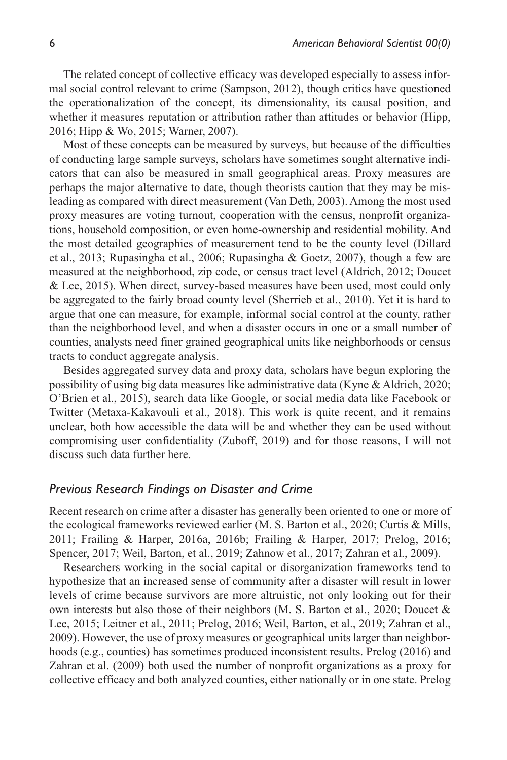The related concept of collective efficacy was developed especially to assess informal social control relevant to crime (Sampson, 2012), though critics have questioned the operationalization of the concept, its dimensionality, its causal position, and whether it measures reputation or attribution rather than attitudes or behavior (Hipp, 2016; Hipp & Wo, 2015; Warner, 2007).

Most of these concepts can be measured by surveys, but because of the difficulties of conducting large sample surveys, scholars have sometimes sought alternative indicators that can also be measured in small geographical areas. Proxy measures are perhaps the major alternative to date, though theorists caution that they may be misleading as compared with direct measurement (Van Deth, 2003). Among the most used proxy measures are voting turnout, cooperation with the census, nonprofit organizations, household composition, or even home-ownership and residential mobility. And the most detailed geographies of measurement tend to be the county level (Dillard et al., 2013; Rupasingha et al., 2006; Rupasingha & Goetz, 2007), though a few are measured at the neighborhood, zip code, or census tract level (Aldrich, 2012; Doucet & Lee, 2015). When direct, survey-based measures have been used, most could only be aggregated to the fairly broad county level (Sherrieb et al., 2010). Yet it is hard to argue that one can measure, for example, informal social control at the county, rather than the neighborhood level, and when a disaster occurs in one or a small number of counties, analysts need finer grained geographical units like neighborhoods or census tracts to conduct aggregate analysis.

Besides aggregated survey data and proxy data, scholars have begun exploring the possibility of using big data measures like administrative data (Kyne & Aldrich, 2020; O'Brien et al., 2015), search data like Google, or social media data like Facebook or Twitter (Metaxa-Kakavouli et al., 2018). This work is quite recent, and it remains unclear, both how accessible the data will be and whether they can be used without compromising user confidentiality (Zuboff, 2019) and for those reasons, I will not discuss such data further here.

### *Previous Research Findings on Disaster and Crime*

Recent research on crime after a disaster has generally been oriented to one or more of the ecological frameworks reviewed earlier (M. S. Barton et al., 2020; Curtis & Mills, 2011; Frailing & Harper, 2016a, 2016b; Frailing & Harper, 2017; Prelog, 2016; Spencer, 2017; Weil, Barton, et al., 2019; Zahnow et al., 2017; Zahran et al., 2009).

Researchers working in the social capital or disorganization frameworks tend to hypothesize that an increased sense of community after a disaster will result in lower levels of crime because survivors are more altruistic, not only looking out for their own interests but also those of their neighbors (M. S. Barton et al., 2020; Doucet & Lee, 2015; Leitner et al., 2011; Prelog, 2016; Weil, Barton, et al., 2019; Zahran et al., 2009). However, the use of proxy measures or geographical units larger than neighborhoods (e.g., counties) has sometimes produced inconsistent results. Prelog (2016) and Zahran et al. (2009) both used the number of nonprofit organizations as a proxy for collective efficacy and both analyzed counties, either nationally or in one state. Prelog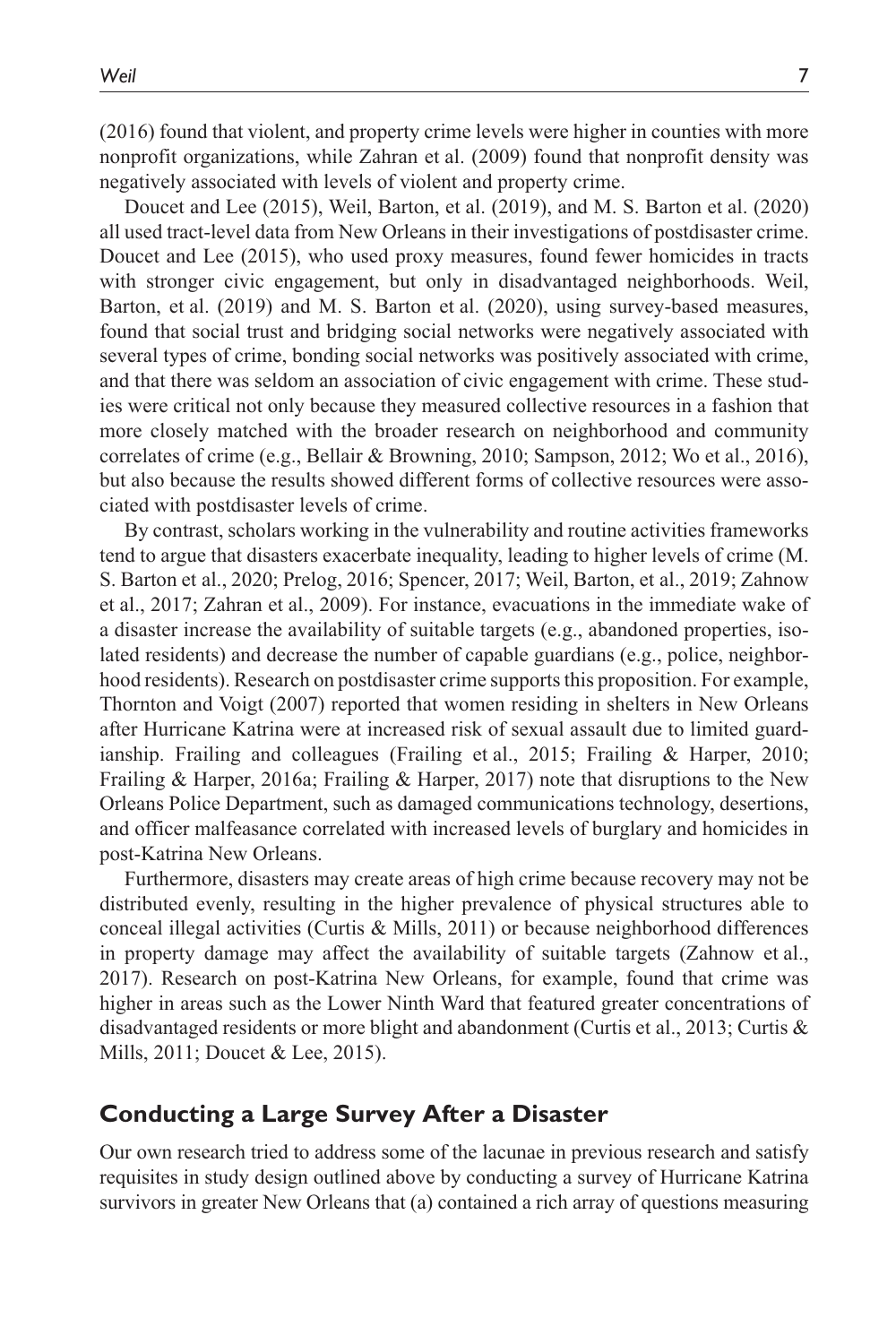(2016) found that violent, and property crime levels were higher in counties with more nonprofit organizations, while Zahran et al. (2009) found that nonprofit density was negatively associated with levels of violent and property crime.

Doucet and Lee (2015), Weil, Barton, et al. (2019), and M. S. Barton et al. (2020) all used tract-level data from New Orleans in their investigations of postdisaster crime. Doucet and Lee (2015), who used proxy measures, found fewer homicides in tracts with stronger civic engagement, but only in disadvantaged neighborhoods. Weil, Barton, et al. (2019) and M. S. Barton et al. (2020), using survey-based measures, found that social trust and bridging social networks were negatively associated with several types of crime, bonding social networks was positively associated with crime, and that there was seldom an association of civic engagement with crime. These studies were critical not only because they measured collective resources in a fashion that more closely matched with the broader research on neighborhood and community correlates of crime (e.g., Bellair & Browning, 2010; Sampson, 2012; Wo et al., 2016), but also because the results showed different forms of collective resources were associated with postdisaster levels of crime.

By contrast, scholars working in the vulnerability and routine activities frameworks tend to argue that disasters exacerbate inequality, leading to higher levels of crime (M. S. Barton et al., 2020; Prelog, 2016; Spencer, 2017; Weil, Barton, et al., 2019; Zahnow et al., 2017; Zahran et al., 2009). For instance, evacuations in the immediate wake of a disaster increase the availability of suitable targets (e.g., abandoned properties, isolated residents) and decrease the number of capable guardians (e.g., police, neighborhood residents). Research on postdisaster crime supports this proposition. For example, Thornton and Voigt (2007) reported that women residing in shelters in New Orleans after Hurricane Katrina were at increased risk of sexual assault due to limited guardianship. Frailing and colleagues (Frailing et al., 2015; Frailing & Harper, 2010; Frailing & Harper, 2016a; Frailing & Harper, 2017) note that disruptions to the New Orleans Police Department, such as damaged communications technology, desertions, and officer malfeasance correlated with increased levels of burglary and homicides in post-Katrina New Orleans.

Furthermore, disasters may create areas of high crime because recovery may not be distributed evenly, resulting in the higher prevalence of physical structures able to conceal illegal activities (Curtis & Mills, 2011) or because neighborhood differences in property damage may affect the availability of suitable targets (Zahnow et al., 2017). Research on post-Katrina New Orleans, for example, found that crime was higher in areas such as the Lower Ninth Ward that featured greater concentrations of disadvantaged residents or more blight and abandonment (Curtis et al., 2013; Curtis & Mills, 2011; Doucet & Lee, 2015).

## Conducting a Large Survey After a Disaster

Our own research tried to address some of the lacunae in previous research and satisfy requisites in study design outlined above by conducting a survey of Hurricane Katrina survivors in greater New Orleans that (a) contained a rich array of questions measuring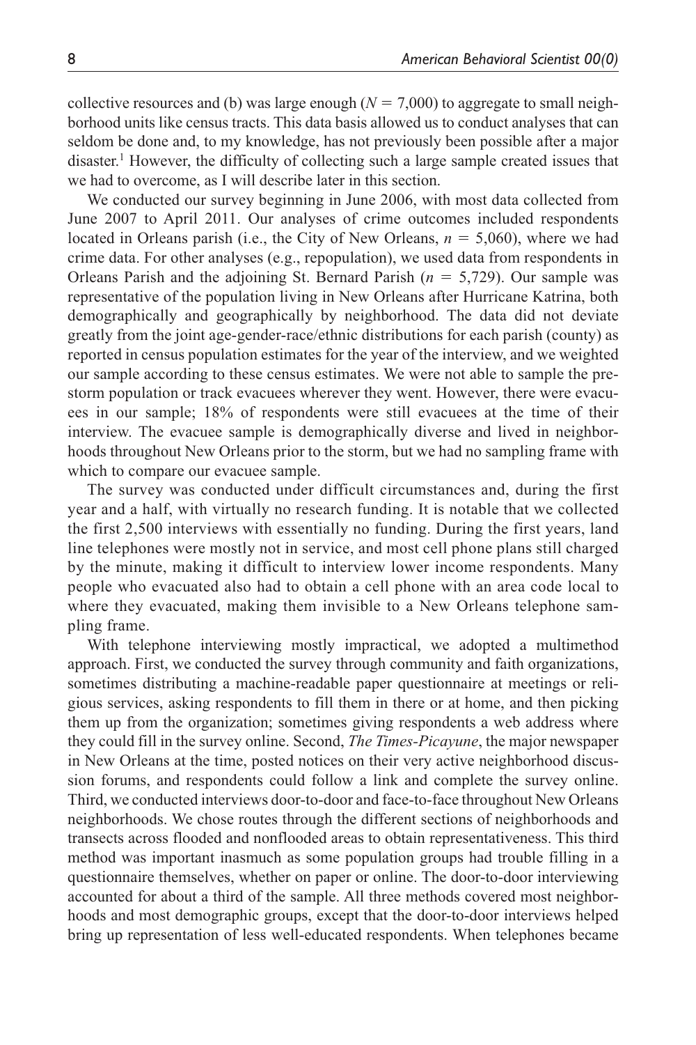collective resources and (b) was large enough ($N$ = 7,000) to aggregate to small neighborhood units like census tracts. This data basis allowed us to conduct analyses that can seldom be done and, to my knowledge, has not previously been possible after a major disaster.[1] However, the difficulty of collecting such a large sample created issues that we had to overcome, as I will describe later in this section.

We conducted our survey beginning in June 2006, with most data collected from June 2007 to April 2011. Our analyses of crime outcomes included respondents located in Orleans parish (i.e., the City of New Orleans, $n$ = 5,060), where we had crime data. For other analyses (e.g., repopulation), we used data from respondents in Orleans Parish and the adjoining St. Bernard Parish ($n$ = 5,729). Our sample was representative of the population living in New Orleans after Hurricane Katrina, both demographically and geographically by neighborhood. The data did not deviate greatly from the joint age-gender-race/ethnic distributions for each parish (county) as reported in census population estimates for the year of the interview, and we weighted our sample according to these census estimates. We were not able to sample the prestorm population or track evacuees wherever they went. However, there were evacuees in our sample; 18% of respondents were still evacuees at the time of their interview. The evacuee sample is demographically diverse and lived in neighborhoods throughout New Orleans prior to the storm, but we had no sampling frame with which to compare our evacuee sample.

The survey was conducted under difficult circumstances and, during the first year and a half, with virtually no research funding. It is notable that we collected the first 2,500 interviews with essentially no funding. During the first years, land line telephones were mostly not in service, and most cell phone plans still charged by the minute, making it difficult to interview lower income respondents. Many people who evacuated also had to obtain a cell phone with an area code local to where they evacuated, making them invisible to a New Orleans telephone sampling frame.

With telephone interviewing mostly impractical, we adopted a multimethod approach. First, we conducted the survey through community and faith organizations, sometimes distributing a machine-readable paper questionnaire at meetings or religious services, asking respondents to fill them in there or at home, and then picking them up from the organization; sometimes giving respondents a web address where they could fill in the survey online. Second, *The Times-Picayune*, the major newspaper in New Orleans at the time, posted notices on their very active neighborhood discussion forums, and respondents could follow a link and complete the survey online. Third, we conducted interviews door-to-door and face-to-face throughout New Orleans neighborhoods. We chose routes through the different sections of neighborhoods and transects across flooded and nonflooded areas to obtain representativeness. This third method was important inasmuch as some population groups had trouble filling in a questionnaire themselves, whether on paper or online. The door-to-door interviewing accounted for about a third of the sample. All three methods covered most neighborhoods and most demographic groups, except that the door-to-door interviews helped bring up representation of less well-educated respondents. When telephones became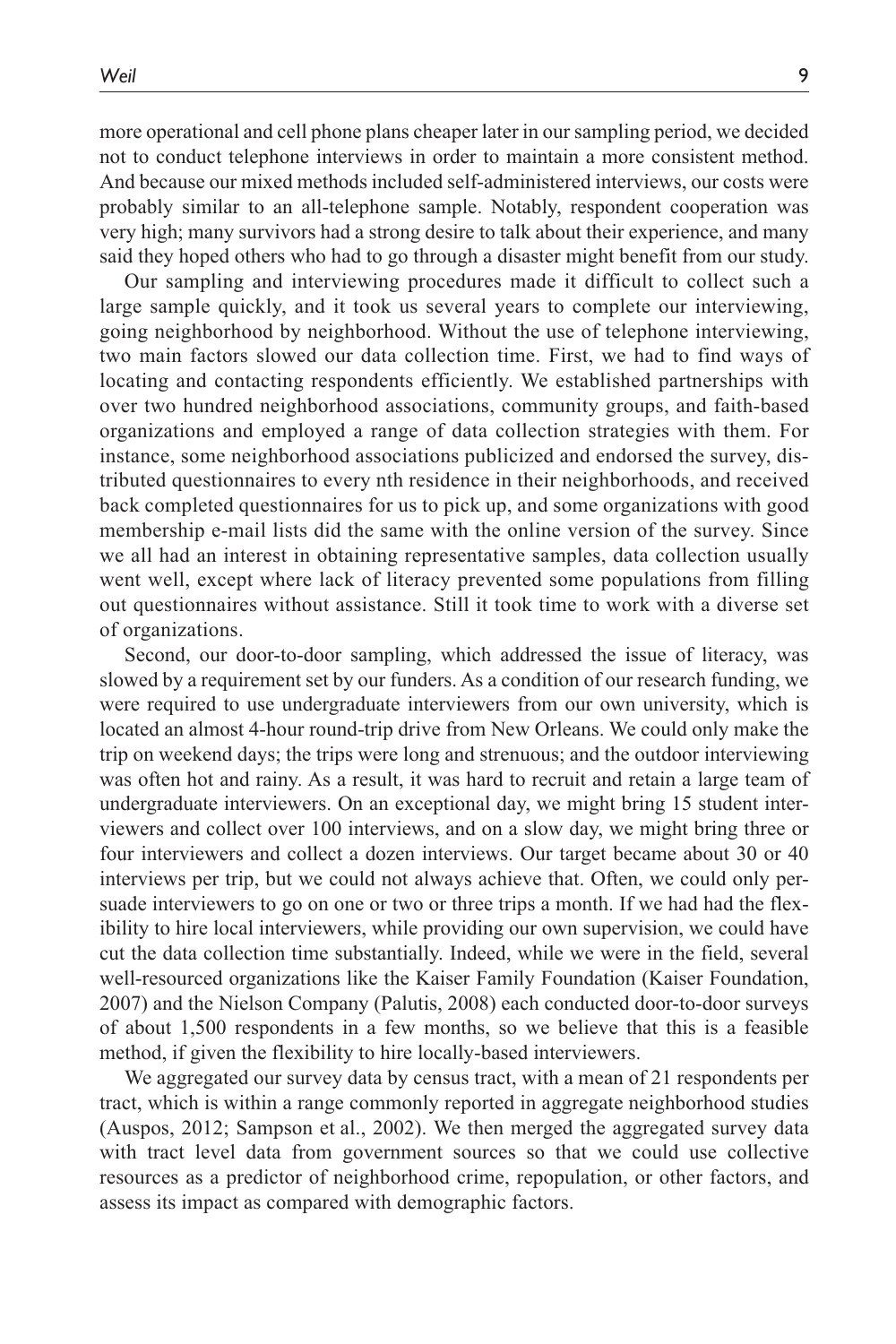more operational and cell phone plans cheaper later in our sampling period, we decided not to conduct telephone interviews in order to maintain a more consistent method. And because our mixed methods included self-administered interviews, our costs were probably similar to an all-telephone sample. Notably, respondent cooperation was very high; many survivors had a strong desire to talk about their experience, and many said they hoped others who had to go through a disaster might benefit from our study.

Our sampling and interviewing procedures made it difficult to collect such a large sample quickly, and it took us several years to complete our interviewing, going neighborhood by neighborhood. Without the use of telephone interviewing, two main factors slowed our data collection time. First, we had to find ways of locating and contacting respondents efficiently. We established partnerships with over two hundred neighborhood associations, community groups, and faith-based organizations and employed a range of data collection strategies with them. For instance, some neighborhood associations publicized and endorsed the survey, distributed questionnaires to every nth residence in their neighborhoods, and received back completed questionnaires for us to pick up, and some organizations with good membership e-mail lists did the same with the online version of the survey. Since we all had an interest in obtaining representative samples, data collection usually went well, except where lack of literacy prevented some populations from filling out questionnaires without assistance. Still it took time to work with a diverse set of organizations.

Second, our door-to-door sampling, which addressed the issue of literacy, was slowed by a requirement set by our funders. As a condition of our research funding, we were required to use undergraduate interviewers from our own university, which is located an almost 4-hour round-trip drive from New Orleans. We could only make the trip on weekend days; the trips were long and strenuous; and the outdoor interviewing was often hot and rainy. As a result, it was hard to recruit and retain a large team of undergraduate interviewers. On an exceptional day, we might bring 15 student interviewers and collect over 100 interviews, and on a slow day, we might bring three or four interviewers and collect a dozen interviews. Our target became about 30 or 40 interviews per trip, but we could not always achieve that. Often, we could only persuade interviewers to go on one or two or three trips a month. If we had had the flexibility to hire local interviewers, while providing our own supervision, we could have cut the data collection time substantially. Indeed, while we were in the field, several well-resourced organizations like the Kaiser Family Foundation (Kaiser Foundation, 2007) and the Nielson Company (Palutis, 2008) each conducted door-to-door surveys of about 1,500 respondents in a few months, so we believe that this is a feasible method, if given the flexibility to hire locally-based interviewers.

We aggregated our survey data by census tract, with a mean of 21 respondents per tract, which is within a range commonly reported in aggregate neighborhood studies (Auspos, 2012; Sampson et al., 2002). We then merged the aggregated survey data with tract level data from government sources so that we could use collective resources as a predictor of neighborhood crime, repopulation, or other factors, and assess its impact as compared with demographic factors.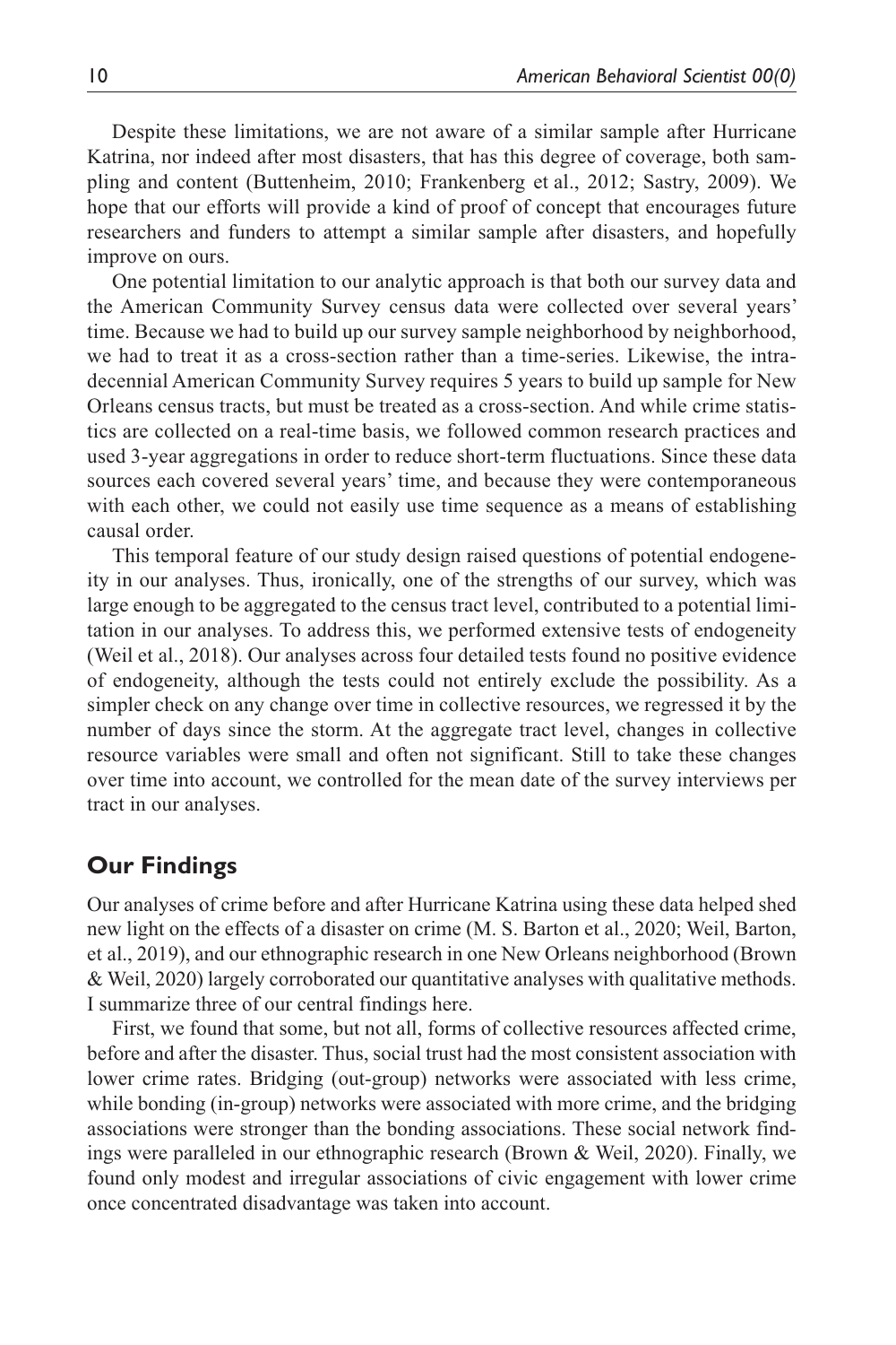Despite these limitations, we are not aware of a similar sample after Hurricane Katrina, nor indeed after most disasters, that has this degree of coverage, both sampling and content (Buttenheim, 2010; Frankenberg et al., 2012; Sastry, 2009). We hope that our efforts will provide a kind of proof of concept that encourages future researchers and funders to attempt a similar sample after disasters, and hopefully improve on ours.

One potential limitation to our analytic approach is that both our survey data and the American Community Survey census data were collected over several years' time. Because we had to build up our survey sample neighborhood by neighborhood, we had to treat it as a cross-section rather than a time-series. Likewise, the intra-decennial American Community Survey requires 5 years to build up sample for New Orleans census tracts, but must be treated as a cross-section. And while crime statistics are collected on a real-time basis, we followed common research practices and used 3-year aggregations in order to reduce short-term fluctuations. Since these data sources each covered several years' time, and because they were contemporaneous with each other, we could not easily use time sequence as a means of establishing causal order.

This temporal feature of our study design raised questions of potential endogeneity in our analyses. Thus, ironically, one of the strengths of our survey, which was large enough to be aggregated to the census tract level, contributed to a potential limitation in our analyses. To address this, we performed extensive tests of endogeneity (Weil et al., 2018). Our analyses across four detailed tests found no positive evidence of endogeneity, although the tests could not entirely exclude the possibility. As a simpler check on any change over time in collective resources, we regressed it by the number of days since the storm. At the aggregate tract level, changes in collective resource variables were small and often not significant. Still to take these changes over time into account, we controlled for the mean date of the survey interviews per tract in our analyses.

## Our Findings

Our analyses of crime before and after Hurricane Katrina using these data helped shed new light on the effects of a disaster on crime (M. S. Barton et al., 2020; Weil, Barton, et al., 2019), and our ethnographic research in one New Orleans neighborhood (Brown & Weil, 2020) largely corroborated our quantitative analyses with qualitative methods. I summarize three of our central findings here.

First, we found that some, but not all, forms of collective resources affected crime, before and after the disaster. Thus, social trust had the most consistent association with lower crime rates. Bridging (out-group) networks were associated with less crime, while bonding (in-group) networks were associated with more crime, and the bridging associations were stronger than the bonding associations. These social network findings were paralleled in our ethnographic research (Brown & Weil, 2020). Finally, we found only modest and irregular associations of civic engagement with lower crime once concentrated disadvantage was taken into account.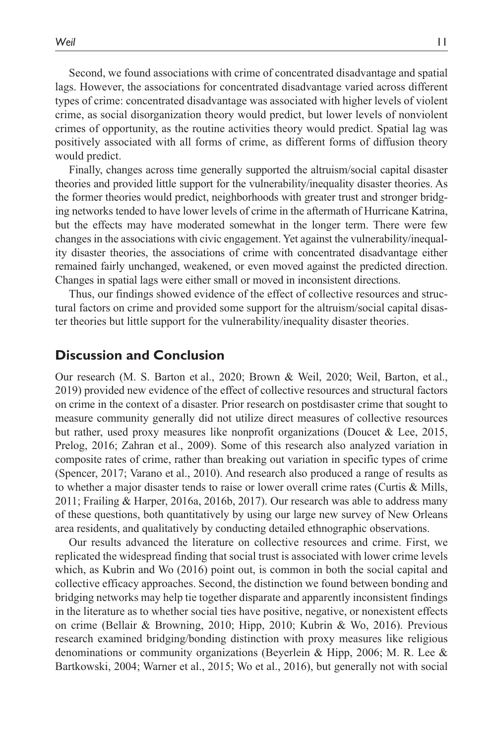Second, we found associations with crime of concentrated disadvantage and spatial lags. However, the associations for concentrated disadvantage varied across different types of crime: concentrated disadvantage was associated with higher levels of violent crime, as social disorganization theory would predict, but lower levels of nonviolent crimes of opportunity, as the routine activities theory would predict. Spatial lag was positively associated with all forms of crime, as different forms of diffusion theory would predict.

Finally, changes across time generally supported the altruism/social capital disaster theories and provided little support for the vulnerability/inequality disaster theories. As the former theories would predict, neighborhoods with greater trust and stronger bridging networks tended to have lower levels of crime in the aftermath of Hurricane Katrina, but the effects may have moderated somewhat in the longer term. There were few changes in the associations with civic engagement. Yet against the vulnerability/inequality disaster theories, the associations of crime with concentrated disadvantage either remained fairly unchanged, weakened, or even moved against the predicted direction. Changes in spatial lags were either small or moved in inconsistent directions.

Thus, our findings showed evidence of the effect of collective resources and structural factors on crime and provided some support for the altruism/social capital disaster theories but little support for the vulnerability/inequality disaster theories.

## Discussion and Conclusion

Our research (M. S. Barton et al., 2020; Brown & Weil, 2020; Weil, Barton, et al., 2019) provided new evidence of the effect of collective resources and structural factors on crime in the context of a disaster. Prior research on postdisaster crime that sought to measure community generally did not utilize direct measures of collective resources but rather, used proxy measures like nonprofit organizations (Doucet & Lee, 2015, Prelog, 2016; Zahran et al., 2009). Some of this research also analyzed variation in composite rates of crime, rather than breaking out variation in specific types of crime (Spencer, 2017; Varano et al., 2010). And research also produced a range of results as to whether a major disaster tends to raise or lower overall crime rates (Curtis & Mills, 2011; Frailing & Harper, 2016a, 2016b, 2017). Our research was able to address many of these questions, both quantitatively by using our large new survey of New Orleans area residents, and qualitatively by conducting detailed ethnographic observations.

Our results advanced the literature on collective resources and crime. First, we replicated the widespread finding that social trust is associated with lower crime levels which, as Kubrin and Wo (2016) point out, is common in both the social capital and collective efficacy approaches. Second, the distinction we found between bonding and bridging networks may help tie together disparate and apparently inconsistent findings in the literature as to whether social ties have positive, negative, or nonexistent effects on crime (Bellair & Browning, 2010; Hipp, 2010; Kubrin & Wo, 2016). Previous research examined bridging/bonding distinction with proxy measures like religious denominations or community organizations (Beyerlein & Hipp, 2006; M. R. Lee & Bartkowski, 2004; Warner et al., 2015; Wo et al., 2016), but generally not with social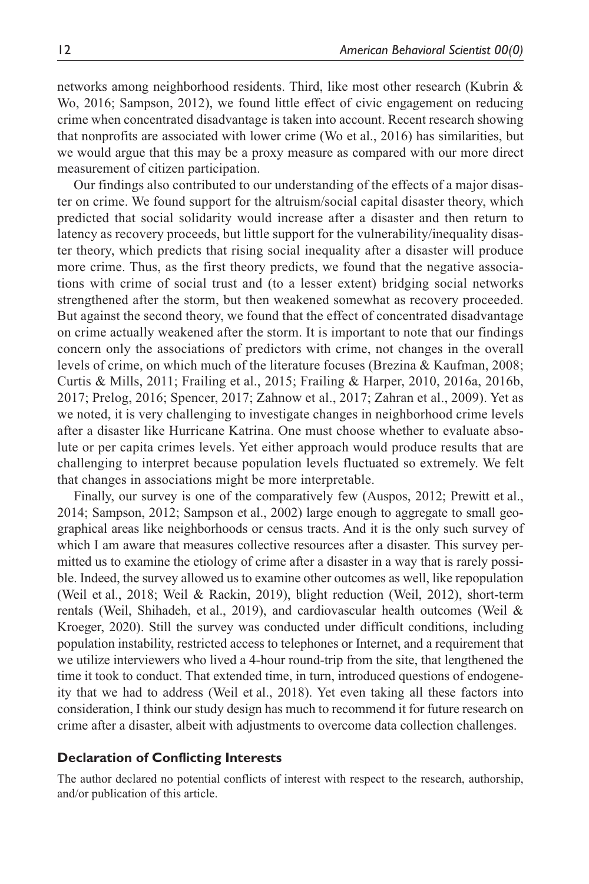networks among neighborhood residents. Third, like most other research (Kubrin & Wo, 2016; Sampson, 2012), we found little effect of civic engagement on reducing crime when concentrated disadvantage is taken into account. Recent research showing that nonprofits are associated with lower crime (Wo et al., 2016) has similarities, but we would argue that this may be a proxy measure as compared with our more direct measurement of citizen participation.

Our findings also contributed to our understanding of the effects of a major disaster on crime. We found support for the altruism/social capital disaster theory, which predicted that social solidarity would increase after a disaster and then return to latency as recovery proceeds, but little support for the vulnerability/inequality disaster theory, which predicts that rising social inequality after a disaster will produce more crime. Thus, as the first theory predicts, we found that the negative associations with crime of social trust and (to a lesser extent) bridging social networks strengthened after the storm, but then weakened somewhat as recovery proceeded. But against the second theory, we found that the effect of concentrated disadvantage on crime actually weakened after the storm. It is important to note that our findings concern only the associations of predictors with crime, not changes in the overall levels of crime, on which much of the literature focuses (Brezina & Kaufman, 2008; Curtis & Mills, 2011; Frailing et al., 2015; Frailing & Harper, 2010, 2016a, 2016b, 2017; Prelog, 2016; Spencer, 2017; Zahnow et al., 2017; Zahran et al., 2009). Yet as we noted, it is very challenging to investigate changes in neighborhood crime levels after a disaster like Hurricane Katrina. One must choose whether to evaluate absolute or per capita crimes levels. Yet either approach would produce results that are challenging to interpret because population levels fluctuated so extremely. We felt that changes in associations might be more interpretable.

Finally, our survey is one of the comparatively few (Auspos, 2012; Prewitt et al., 2014; Sampson, 2012; Sampson et al., 2002) large enough to aggregate to small geographical areas like neighborhoods or census tracts. And it is the only such survey of which I am aware that measures collective resources after a disaster. This survey permitted us to examine the etiology of crime after a disaster in a way that is rarely possible. Indeed, the survey allowed us to examine other outcomes as well, like repopulation (Weil et al., 2018; Weil & Rackin, 2019), blight reduction (Weil, 2012), short-term rentals (Weil, Shihadeh, et al., 2019), and cardiovascular health outcomes (Weil & Kroeger, 2020). Still the survey was conducted under difficult conditions, including population instability, restricted access to telephones or Internet, and a requirement that we utilize interviewers who lived a 4-hour round-trip from the site, that lengthened the time it took to conduct. That extended time, in turn, introduced questions of endogeneity that we had to address (Weil et al., 2018). Yet even taking all these factors into consideration, I think our study design has much to recommend it for future research on crime after a disaster, albeit with adjustments to overcome data collection challenges.

## Declaration of Conflicting Interests

The author declared no potential conflicts of interest with respect to the research, authorship, and/or publication of this article.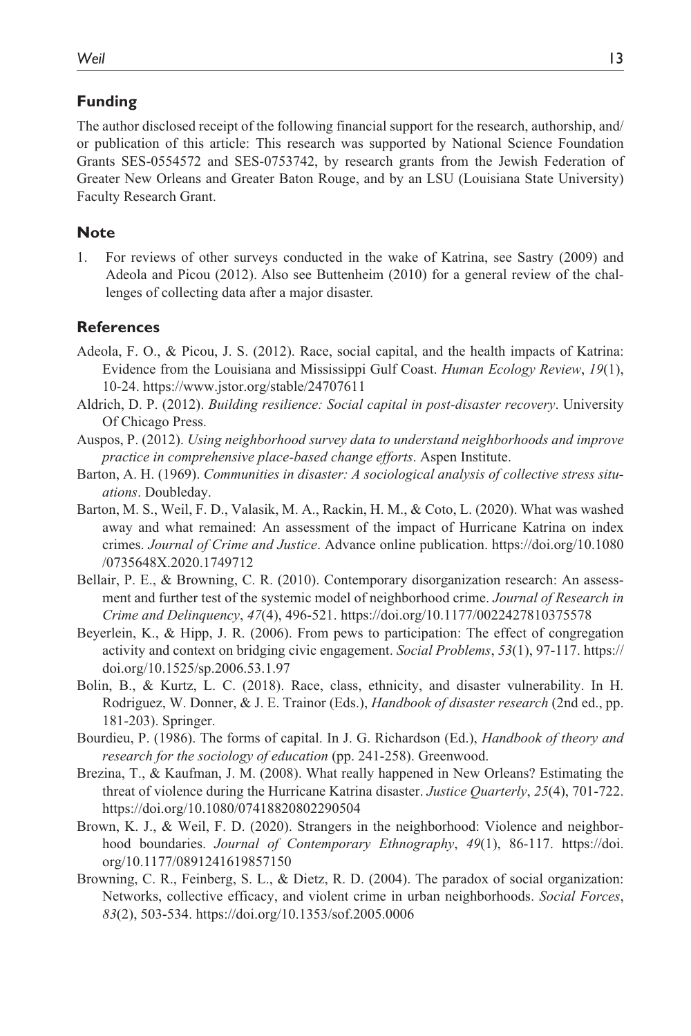## Funding

The author disclosed receipt of the following financial support for the research, authorship, and/or publication of this article: This research was supported by National Science Foundation Grants SES-0554572 and SES-0753742, by research grants from the Jewish Federation of Greater New Orleans and Greater Baton Rouge, and by an LSU (Louisiana State University) Faculty Research Grant.

## Note

1. For reviews of other surveys conducted in the wake of Katrina, see Sastry (2009) and Adeola and Picou (2012). Also see Buttenheim (2010) for a general review of the challenges of collecting data after a major disaster.

## References

Adeola, F. O., & Picou, J. S. (2012). Race, social capital, and the health impacts of Katrina: Evidence from the Louisiana and Mississippi Gulf Coast. *Human Ecology Review*, *19*(1), 10-24. https://www.jstor.org/stable/24707611

Aldrich, D. P. (2012). *Building resilience: Social capital in post-disaster recovery*. University Of Chicago Press.

Auspos, P. (2012). *Using neighborhood survey data to understand neighborhoods and improve practice in comprehensive place-based change efforts*. Aspen Institute.

Barton, A. H. (1969). *Communities in disaster: A sociological analysis of collective stress situations*. Doubleday.

Barton, M. S., Weil, F. D., Valasik, M. A., Rackin, H. M., & Coto, L. (2020). What was washed away and what remained: An assessment of the impact of Hurricane Katrina on index crimes. *Journal of Crime and Justice*. Advance online publication. https://doi.org/10.1080/0735648X.2020.1749712

Bellair, P. E., & Browning, C. R. (2010). Contemporary disorganization research: An assessment and further test of the systemic model of neighborhood crime. *Journal of Research in Crime and Delinquency*, *47*(4), 496-521. https://doi.org/10.1177/0022427810375578

Beyerlein, K., & Hipp, J. R. (2006). From pews to participation: The effect of congregation activity and context on bridging civic engagement. *Social Problems*, *53*(1), 97-117. https://doi.org/10.1525/sp.2006.53.1.97

Bolin, B., & Kurtz, L. C. (2018). Race, class, ethnicity, and disaster vulnerability. In H. Rodriguez, W. Donner, & J. E. Trainor (Eds.), *Handbook of disaster research* (2nd ed., pp. 181-203). Springer.

Bourdieu, P. (1986). The forms of capital. In J. G. Richardson (Ed.), *Handbook of theory and research for the sociology of education* (pp. 241-258). Greenwood.

Brezina, T., & Kaufman, J. M. (2008). What really happened in New Orleans? Estimating the threat of violence during the Hurricane Katrina disaster. *Justice Quarterly*, *25*(4), 701-722. https://doi.org/10.1080/07418820802290504

Brown, K. J., & Weil, F. D. (2020). Strangers in the neighborhood: Violence and neighborhood boundaries. *Journal of Contemporary Ethnography*, *49*(1), 86-117. https://doi.org/10.1177/0891241619857150

Browning, C. R., Feinberg, S. L., & Dietz, R. D. (2004). The paradox of social organization: Networks, collective efficacy, and violent crime in urban neighborhoods. *Social Forces*, *83*(2), 503-534. https://doi.org/10.1353/sof.2005.0006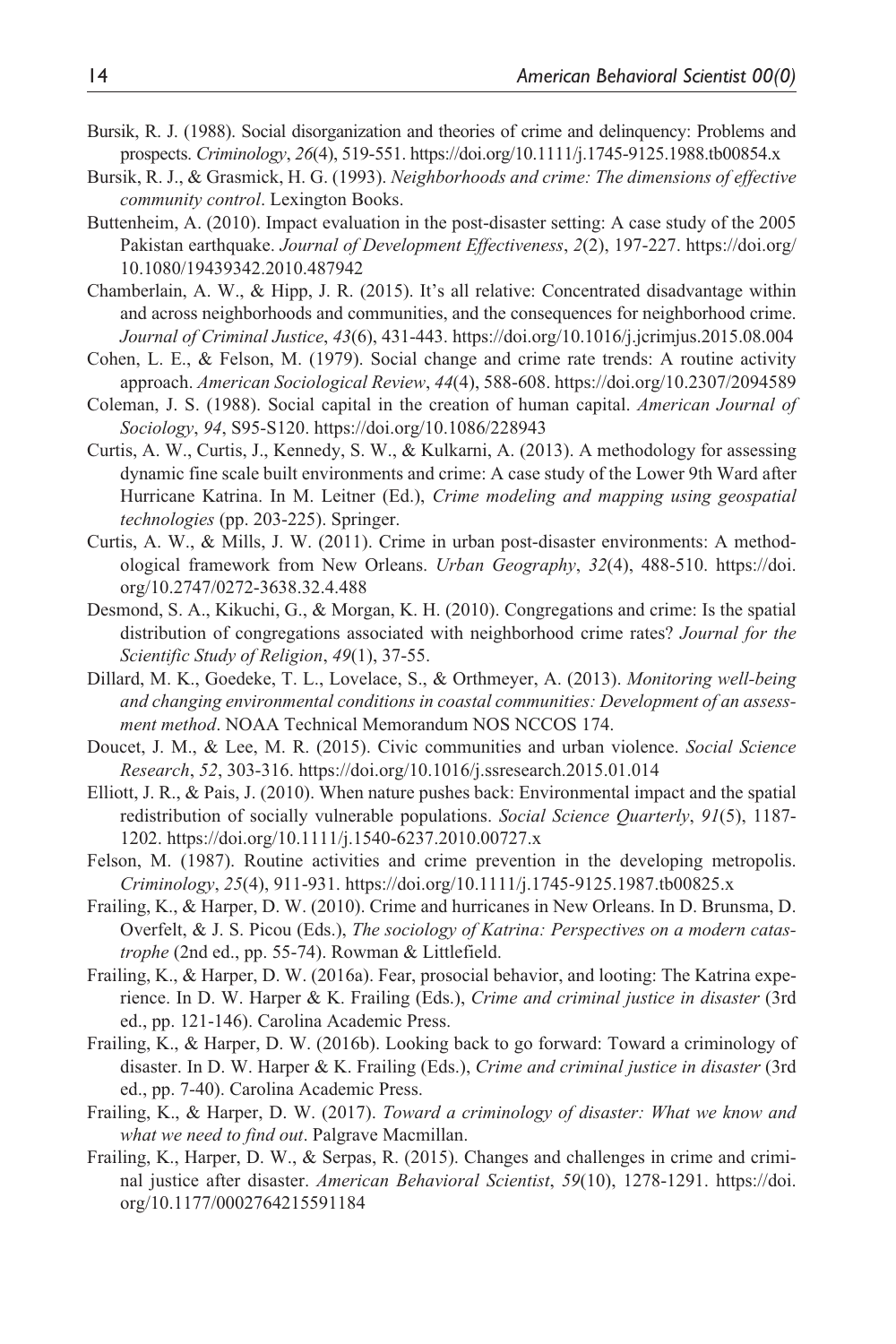Bursik, R. J. (1988). Social disorganization and theories of crime and delinquency: Problems and prospects. *Criminology*, *26*(4), 519-551. https://doi.org/10.1111/j.1745-9125.1988.tb00854.x

Bursik, R. J., & Grasmick, H. G. (1993). *Neighborhoods and crime: The dimensions of effective community control*. Lexington Books.

Buttenheim, A. (2010). Impact evaluation in the post-disaster setting: A case study of the 2005 Pakistan earthquake. *Journal of Development Effectiveness*, *2*(2), 197-227. https://doi.org/10.1080/19439342.2010.487942

Chamberlain, A. W., & Hipp, J. R. (2015). It's all relative: Concentrated disadvantage within and across neighborhoods and communities, and the consequences for neighborhood crime. *Journal of Criminal Justice*, *43*(6), 431-443. https://doi.org/10.1016/j.jcrimjus.2015.08.004

Cohen, L. E., & Felson, M. (1979). Social change and crime rate trends: A routine activity approach. *American Sociological Review*, *44*(4), 588-608. https://doi.org/10.2307/2094589

Coleman, J. S. (1988). Social capital in the creation of human capital. *American Journal of Sociology*, *94*, S95-S120. https://doi.org/10.1086/228943

Curtis, A. W., Curtis, J., Kennedy, S. W., & Kulkarni, A. (2013). A methodology for assessing dynamic fine scale built environments and crime: A case study of the Lower 9th Ward after Hurricane Katrina. In M. Leitner (Ed.), *Crime modeling and mapping using geospatial technologies* (pp. 203-225). Springer.

Curtis, A. W., & Mills, J. W. (2011). Crime in urban post-disaster environments: A methodological framework from New Orleans. *Urban Geography*, *32*(4), 488-510. https://doi.org/10.2747/0272-3638.32.4.488

Desmond, S. A., Kikuchi, G., & Morgan, K. H. (2010). Congregations and crime: Is the spatial distribution of congregations associated with neighborhood crime rates? *Journal for the Scientific Study of Religion*, *49*(1), 37-55.

Dillard, M. K., Goedeke, T. L., Lovelace, S., & Orthmeyer, A. (2013). *Monitoring well-being and changing environmental conditions in coastal communities: Development of an assessment method*. NOAA Technical Memorandum NOS NCCOS 174.

Doucet, J. M., & Lee, M. R. (2015). Civic communities and urban violence. *Social Science Research*, *52*, 303-316. https://doi.org/10.1016/j.ssresearch.2015.01.014

Elliott, J. R., & Pais, J. (2010). When nature pushes back: Environmental impact and the spatial redistribution of socially vulnerable populations. *Social Science Quarterly*, *91*(5), 1187-1202. https://doi.org/10.1111/j.1540-6237.2010.00727.x

Felson, M. (1987). Routine activities and crime prevention in the developing metropolis. *Criminology*, *25*(4), 911-931. https://doi.org/10.1111/j.1745-9125.1987.tb00825.x

Frailing, K., & Harper, D. W. (2010). Crime and hurricanes in New Orleans. In D. Brunsma, D. Overfelt, & J. S. Picou (Eds.), *The sociology of Katrina: Perspectives on a modern catastrophe* (2nd ed., pp. 55-74). Rowman & Littlefield.

Frailing, K., & Harper, D. W. (2016a). Fear, prosocial behavior, and looting: The Katrina experience. In D. W. Harper & K. Frailing (Eds.), *Crime and criminal justice in disaster* (3rd ed., pp. 121-146). Carolina Academic Press.

Frailing, K., & Harper, D. W. (2016b). Looking back to go forward: Toward a criminology of disaster. In D. W. Harper & K. Frailing (Eds.), *Crime and criminal justice in disaster* (3rd ed., pp. 7-40). Carolina Academic Press.

Frailing, K., & Harper, D. W. (2017). *Toward a criminology of disaster: What we know and what we need to find out*. Palgrave Macmillan.

Frailing, K., Harper, D. W., & Serpas, R. (2015). Changes and challenges in crime and criminal justice after disaster. *American Behavioral Scientist*, *59*(10), 1278-1291. https://doi.org/10.1177/0002764215591184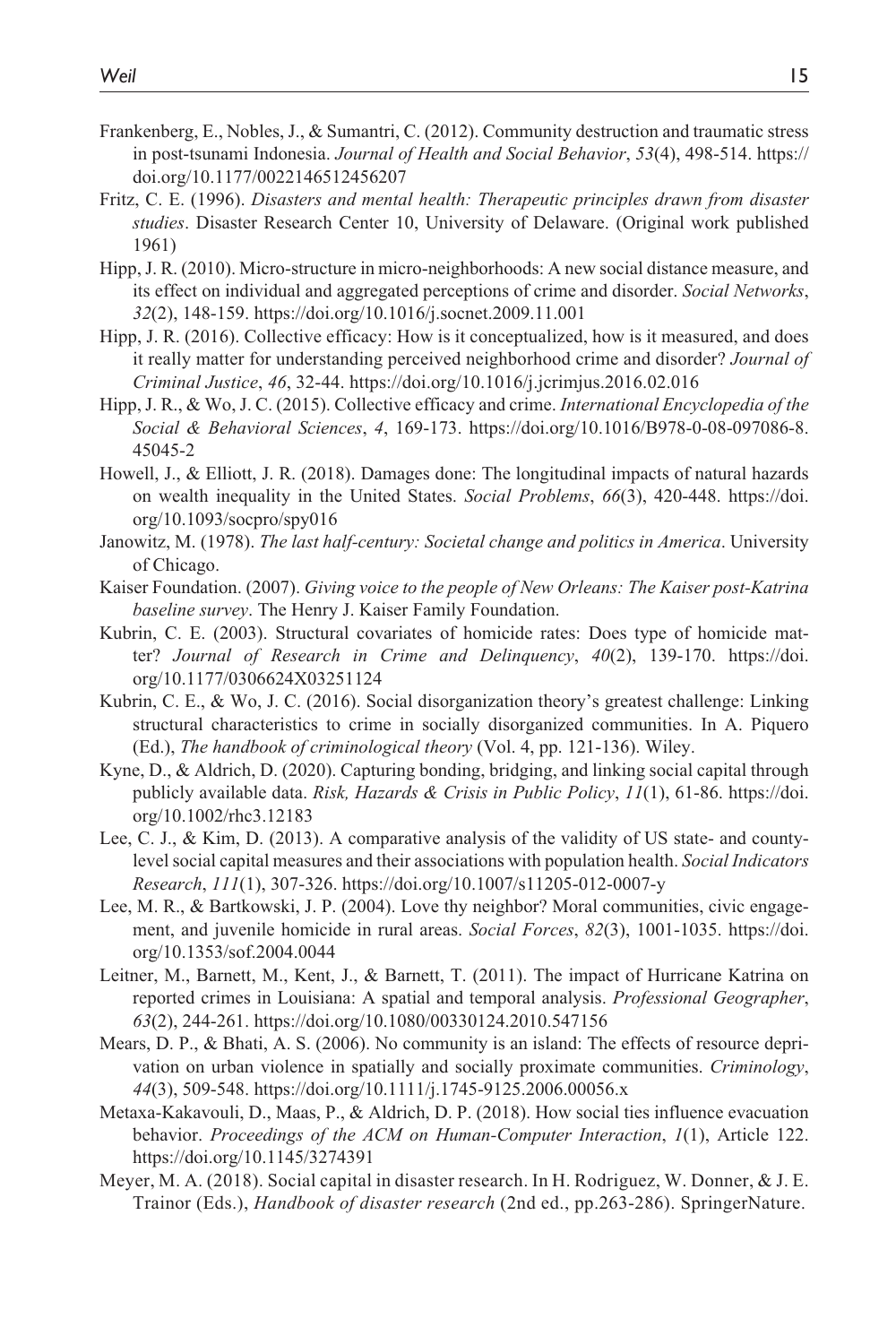Frankenberg, E., Nobles, J., & Sumantri, C. (2012). Community destruction and traumatic stress in post-tsunami Indonesia. *Journal of Health and Social Behavior*, *53*(4), 498-514. https://doi.org/10.1177/0022146512456207

Fritz, C. E. (1996). *Disasters and mental health: Therapeutic principles drawn from disaster studies*. Disaster Research Center 10, University of Delaware. (Original work published 1961)

Hipp, J. R. (2010). Micro-structure in micro-neighborhoods: A new social distance measure, and its effect on individual and aggregated perceptions of crime and disorder. *Social Networks*, *32*(2), 148-159. https://doi.org/10.1016/j.socnet.2009.11.001

Hipp, J. R. (2016). Collective efficacy: How is it conceptualized, how is it measured, and does it really matter for understanding perceived neighborhood crime and disorder? *Journal of Criminal Justice*, *46*, 32-44. https://doi.org/10.1016/j.jcrimjus.2016.02.016

Hipp, J. R., & Wo, J. C. (2015). Collective efficacy and crime. *International Encyclopedia of the Social & Behavioral Sciences*, *4*, 169-173. https://doi.org/10.1016/B978-0-08-097086-8.45045-2

Howell, J., & Elliott, J. R. (2018). Damages done: The longitudinal impacts of natural hazards on wealth inequality in the United States. *Social Problems*, *66*(3), 420-448. https://doi.org/10.1093/socpro/spy016

Janowitz, M. (1978). *The last half-century: Societal change and politics in America*. University of Chicago.

Kaiser Foundation. (2007). *Giving voice to the people of New Orleans: The Kaiser post-Katrina baseline survey*. The Henry J. Kaiser Family Foundation.

Kubrin, C. E. (2003). Structural covariates of homicide rates: Does type of homicide matter? *Journal of Research in Crime and Delinquency*, *40*(2), 139-170. https://doi.org/10.1177/0306624X03251124

Kubrin, C. E., & Wo, J. C. (2016). Social disorganization theory's greatest challenge: Linking structural characteristics to crime in socially disorganized communities. In A. Piquero (Ed.), *The handbook of criminological theory* (Vol. 4, pp. 121-136). Wiley.

Kyne, D., & Aldrich, D. (2020). Capturing bonding, bridging, and linking social capital through publicly available data. *Risk, Hazards & Crisis in Public Policy*, *11*(1), 61-86. https://doi.org/10.1002/rhc3.12183

Lee, C. J., & Kim, D. (2013). A comparative analysis of the validity of US state- and county-level social capital measures and their associations with population health. *Social Indicators Research*, *111*(1), 307-326. https://doi.org/10.1007/s11205-012-0007-y

Lee, M. R., & Bartkowski, J. P. (2004). Love thy neighbor? Moral communities, civic engagement, and juvenile homicide in rural areas. *Social Forces*, *82*(3), 1001-1035. https://doi.org/10.1353/sof.2004.0044

Leitner, M., Barnett, M., Kent, J., & Barnett, T. (2011). The impact of Hurricane Katrina on reported crimes in Louisiana: A spatial and temporal analysis. *Professional Geographer*, *63*(2), 244-261. https://doi.org/10.1080/00330124.2010.547156

Mears, D. P., & Bhati, A. S. (2006). No community is an island: The effects of resource deprivation on urban violence in spatially and socially proximate communities. *Criminology*, *44*(3), 509-548. https://doi.org/10.1111/j.1745-9125.2006.00056.x

Metaxa-Kakavouli, D., Maas, P., & Aldrich, D. P. (2018). How social ties influence evacuation behavior. *Proceedings of the ACM on Human-Computer Interaction*, *1*(1), Article 122. https://doi.org/10.1145/3274391

Meyer, M. A. (2018). Social capital in disaster research. In H. Rodriguez, W. Donner, & J. E. Trainor (Eds.), *Handbook of disaster research* (2nd ed., pp.263-286). SpringerNature.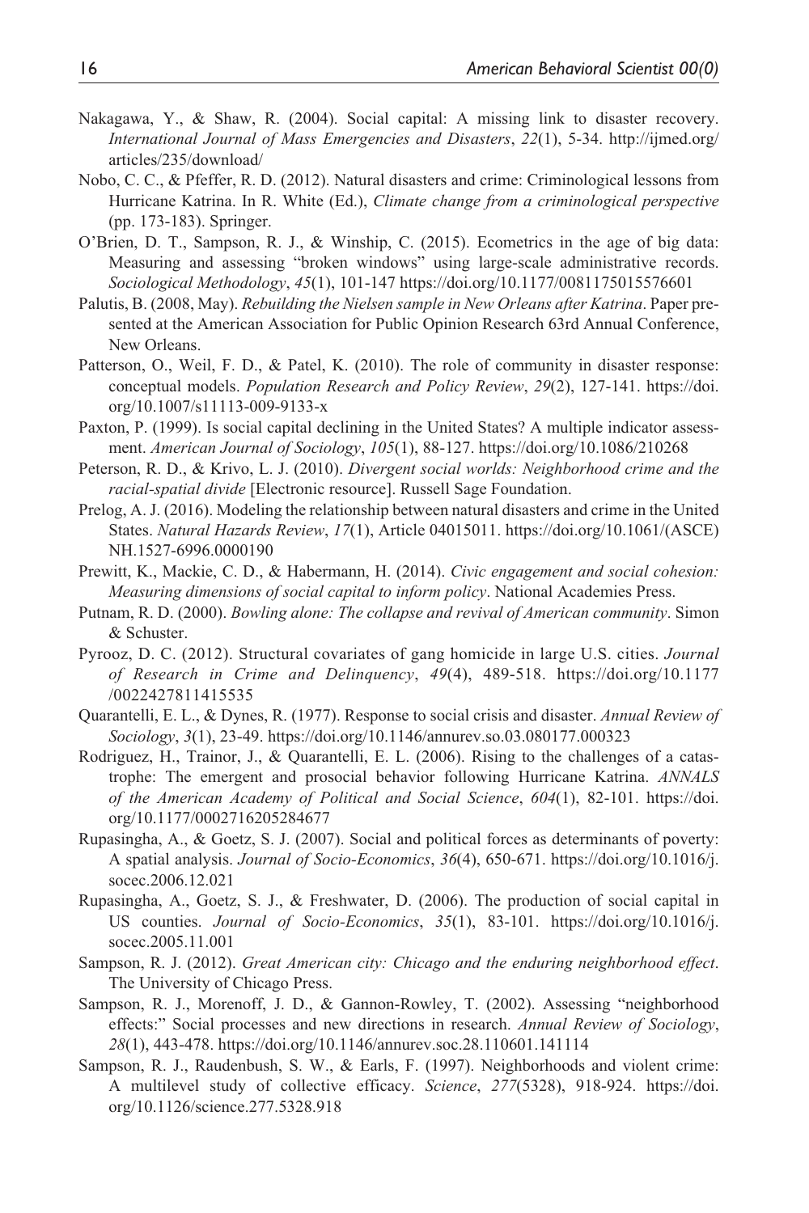Nakagawa, Y., & Shaw, R. (2004). Social capital: A missing link to disaster recovery. *International Journal of Mass Emergencies and Disasters*, *22*(1), 5-34. http://ijmed.org/articles/235/download/

Nobo, C. C., & Pfeffer, R. D. (2012). Natural disasters and crime: Criminological lessons from Hurricane Katrina. In R. White (Ed.), *Climate change from a criminological perspective* (pp. 173-183). Springer.

O'Brien, D. T., Sampson, R. J., & Winship, C. (2015). Ecometrics in the age of big data: Measuring and assessing "broken windows" using large-scale administrative records. *Sociological Methodology*, *45*(1), 101-147 https://doi.org/10.1177/0081175015576601

Palutis, B. (2008, May). *Rebuilding the Nielsen sample in New Orleans after Katrina*. Paper presented at the American Association for Public Opinion Research 63rd Annual Conference, New Orleans.

Patterson, O., Weil, F. D., & Patel, K. (2010). The role of community in disaster response: conceptual models. *Population Research and Policy Review*, *29*(2), 127-141. https://doi.org/10.1007/s11113-009-9133-x

Paxton, P. (1999). Is social capital declining in the United States? A multiple indicator assessment. *American Journal of Sociology*, *105*(1), 88-127. https://doi.org/10.1086/210268

Peterson, R. D., & Krivo, L. J. (2010). *Divergent social worlds: Neighborhood crime and the racial-spatial divide* [Electronic resource]. Russell Sage Foundation.

Prelog, A. J. (2016). Modeling the relationship between natural disasters and crime in the United States. *Natural Hazards Review*, *17*(1), Article 04015011. https://doi.org/10.1061/(ASCE)NH.1527-6996.0000190

Prewitt, K., Mackie, C. D., & Habermann, H. (2014). *Civic engagement and social cohesion: Measuring dimensions of social capital to inform policy*. National Academies Press.

Putnam, R. D. (2000). *Bowling alone: The collapse and revival of American community*. Simon & Schuster.

Pyrooz, D. C. (2012). Structural covariates of gang homicide in large U.S. cities. *Journal of Research in Crime and Delinquency*, *49*(4), 489-518. https://doi.org/10.1177/0022427811415535

Quarantelli, E. L., & Dynes, R. (1977). Response to social crisis and disaster. *Annual Review of Sociology*, *3*(1), 23-49. https://doi.org/10.1146/annurev.so.03.080177.000323

Rodriguez, H., Trainor, J., & Quarantelli, E. L. (2006). Rising to the challenges of a catastrophe: The emergent and prosocial behavior following Hurricane Katrina. *ANNALS of the American Academy of Political and Social Science*, *604*(1), 82-101. https://doi.org/10.1177/0002716205284677

Rupasingha, A., & Goetz, S. J. (2007). Social and political forces as determinants of poverty: A spatial analysis. *Journal of Socio-Economics*, *36*(4), 650-671. https://doi.org/10.1016/j.socec.2006.12.021

Rupasingha, A., Goetz, S. J., & Freshwater, D. (2006). The production of social capital in US counties. *Journal of Socio-Economics*, *35*(1), 83-101. https://doi.org/10.1016/j.socec.2005.11.001

Sampson, R. J. (2012). *Great American city: Chicago and the enduring neighborhood effect*. The University of Chicago Press.

Sampson, R. J., Morenoff, J. D., & Gannon-Rowley, T. (2002). Assessing "neighborhood effects:" Social processes and new directions in research. *Annual Review of Sociology*, *28*(1), 443-478. https://doi.org/10.1146/annurev.soc.28.110601.141114

Sampson, R. J., Raudenbush, S. W., & Earls, F. (1997). Neighborhoods and violent crime: A multilevel study of collective efficacy. *Science*, *277*(5328), 918-924. https://doi.org/10.1126/science.277.5328.918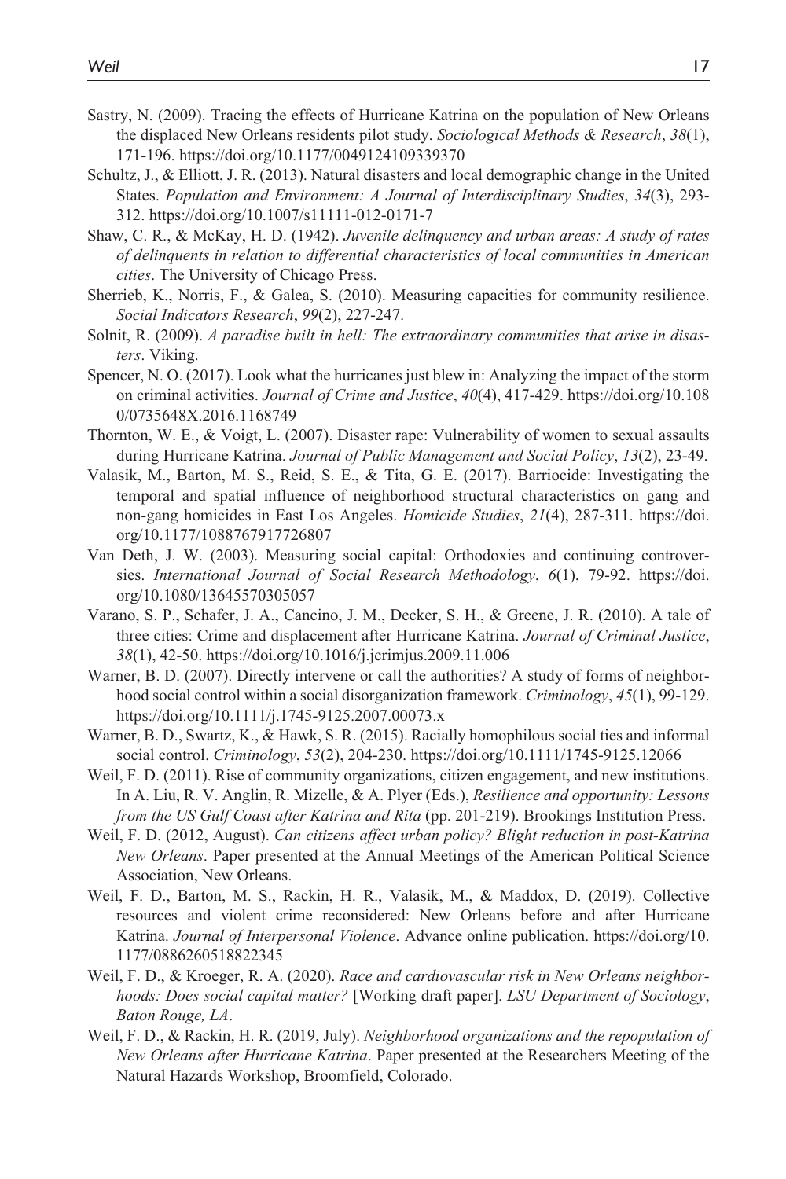Sastry, N. (2009). Tracing the effects of Hurricane Katrina on the population of New Orleans the displaced New Orleans residents pilot study. *Sociological Methods & Research*, *38*(1), 171-196. https://doi.org/10.1177/0049124109339370

Schultz, J., & Elliott, J. R. (2013). Natural disasters and local demographic change in the United States. *Population and Environment: A Journal of Interdisciplinary Studies*, *34*(3), 293-312. https://doi.org/10.1007/s11111-012-0171-7

Shaw, C. R., & McKay, H. D. (1942). *Juvenile delinquency and urban areas: A study of rates of delinquents in relation to differential characteristics of local communities in American cities*. The University of Chicago Press.

Sherrieb, K., Norris, F., & Galea, S. (2010). Measuring capacities for community resilience. *Social Indicators Research*, *99*(2), 227-247.

Solnit, R. (2009). *A paradise built in hell: The extraordinary communities that arise in disasters*. Viking.

Spencer, N. O. (2017). Look what the hurricanes just blew in: Analyzing the impact of the storm on criminal activities. *Journal of Crime and Justice*, *40*(4), 417-429. https://doi.org/10.1080/0735648X.2016.1168749

Thornton, W. E., & Voigt, L. (2007). Disaster rape: Vulnerability of women to sexual assaults during Hurricane Katrina. *Journal of Public Management and Social Policy*, *13*(2), 23-49.

Valasik, M., Barton, M. S., Reid, S. E., & Tita, G. E. (2017). Barriocide: Investigating the temporal and spatial influence of neighborhood structural characteristics on gang and non-gang homicides in East Los Angeles. *Homicide Studies*, *21*(4), 287-311. https://doi.org/10.1177/1088767917726807

Van Deth, J. W. (2003). Measuring social capital: Orthodoxies and continuing controversies. *International Journal of Social Research Methodology*, *6*(1), 79-92. https://doi.org/10.1080/13645570305057

Varano, S. P., Schafer, J. A., Cancino, J. M., Decker, S. H., & Greene, J. R. (2010). A tale of three cities: Crime and displacement after Hurricane Katrina. *Journal of Criminal Justice*, *38*(1), 42-50. https://doi.org/10.1016/j.jcrimjus.2009.11.006

Warner, B. D. (2007). Directly intervene or call the authorities? A study of forms of neighborhood social control within a social disorganization framework. *Criminology*, *45*(1), 99-129. https://doi.org/10.1111/j.1745-9125.2007.00073.x

Warner, B. D., Swartz, K., & Hawk, S. R. (2015). Racially homophilous social ties and informal social control. *Criminology*, *53*(2), 204-230. https://doi.org/10.1111/1745-9125.12066

Weil, F. D. (2011). Rise of community organizations, citizen engagement, and new institutions. In A. Liu, R. V. Anglin, R. Mizelle, & A. Plyer (Eds.), *Resilience and opportunity: Lessons from the US Gulf Coast after Katrina and Rita* (pp. 201-219). Brookings Institution Press.

Weil, F. D. (2012, August). *Can citizens affect urban policy? Blight reduction in post-Katrina New Orleans*. Paper presented at the Annual Meetings of the American Political Science Association, New Orleans.

Weil, F. D., Barton, M. S., Rackin, H. R., Valasik, M., & Maddox, D. (2019). Collective resources and violent crime reconsidered: New Orleans before and after Hurricane Katrina. *Journal of Interpersonal Violence*. Advance online publication. https://doi.org/10.1177/0886260518822345

Weil, F. D., & Kroeger, R. A. (2020). *Race and cardiovascular risk in New Orleans neighborhoods: Does social capital matter?* [Working draft paper]. *LSU Department of Sociology*, *Baton Rouge, LA*.

Weil, F. D., & Rackin, H. R. (2019, July). *Neighborhood organizations and the repopulation of New Orleans after Hurricane Katrina*. Paper presented at the Researchers Meeting of the Natural Hazards Workshop, Broomfield, Colorado.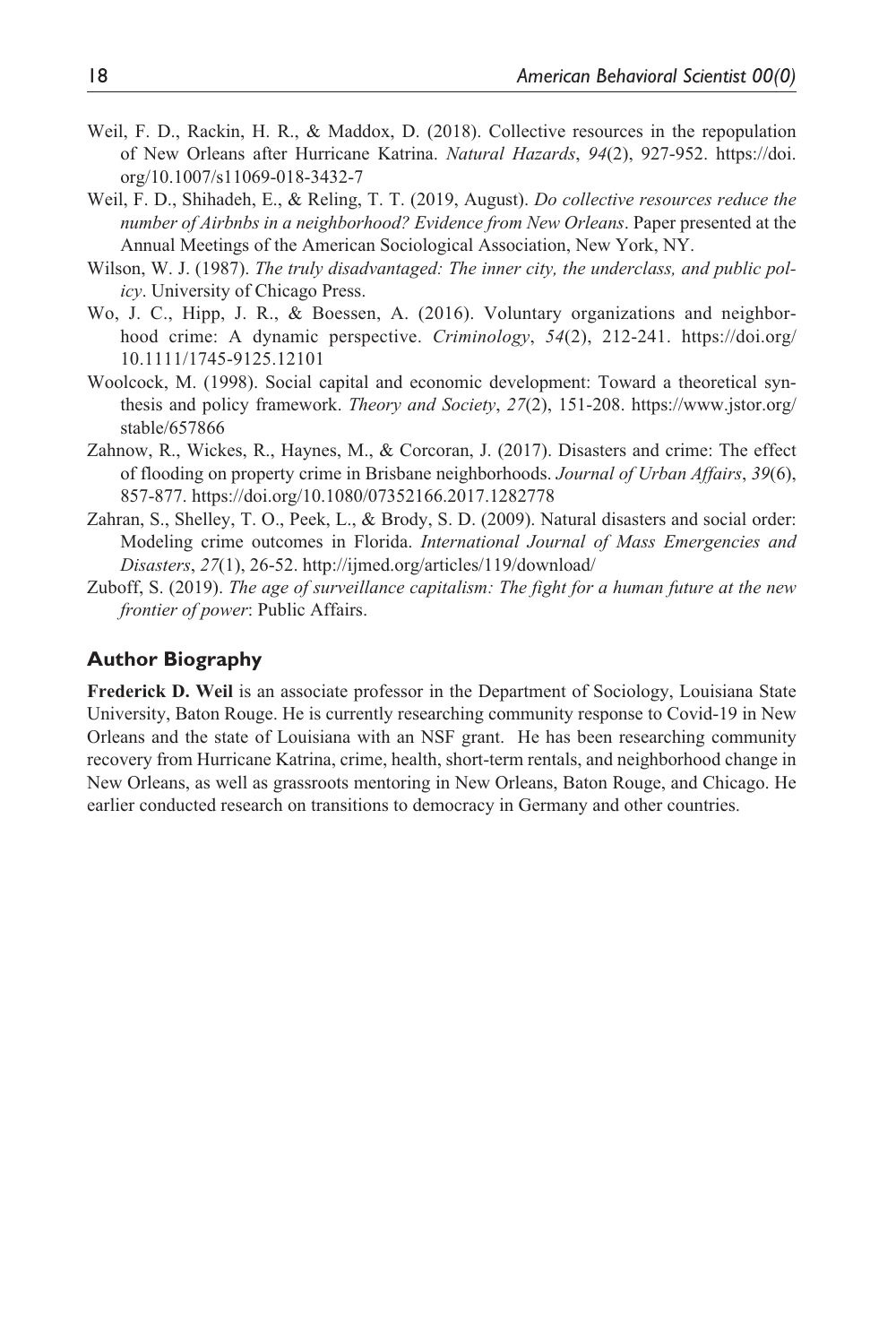Weil, F. D., Rackin, H. R., & Maddox, D. (2018). Collective resources in the repopulation of New Orleans after Hurricane Katrina. *Natural Hazards*, *94*(2), 927-952. https://doi.org/10.1007/s11069-018-3432-7

Weil, F. D., Shihadeh, E., & Reling, T. T. (2019, August). *Do collective resources reduce the number of Airbnbs in a neighborhood? Evidence from New Orleans*. Paper presented at the Annual Meetings of the American Sociological Association, New York, NY.

Wilson, W. J. (1987). *The truly disadvantaged: The inner city, the underclass, and public policy*. University of Chicago Press.

Wo, J. C., Hipp, J. R., & Boessen, A. (2016). Voluntary organizations and neighborhood crime: A dynamic perspective. *Criminology*, *54*(2), 212-241. https://doi.org/10.1111/1745-9125.12101

Woolcock, M. (1998). Social capital and economic development: Toward a theoretical synthesis and policy framework. *Theory and Society*, *27*(2), 151-208. https://www.jstor.org/stable/657866

Zahnow, R., Wickes, R., Haynes, M., & Corcoran, J. (2017). Disasters and crime: The effect of flooding on property crime in Brisbane neighborhoods. *Journal of Urban Affairs*, *39*(6), 857-877. https://doi.org/10.1080/07352166.2017.1282778

Zahran, S., Shelley, T. O., Peek, L., & Brody, S. D. (2009). Natural disasters and social order: Modeling crime outcomes in Florida. *International Journal of Mass Emergencies and Disasters*, *27*(1), 26-52. http://ijmed.org/articles/119/download/

Zuboff, S. (2019). *The age of surveillance capitalism: The fight for a human future at the new frontier of power*: Public Affairs.

## Author Biography

**Frederick D. Weil** is an associate professor in the Department of Sociology, Louisiana State University, Baton Rouge. He is currently researching community response to Covid-19 in New Orleans and the state of Louisiana with an NSF grant. He has been researching community recovery from Hurricane Katrina, crime, health, short-term rentals, and neighborhood change in New Orleans, as well as grassroots mentoring in New Orleans, Baton Rouge, and Chicago. He earlier conducted research on transitions to democracy in Germany and other countries.